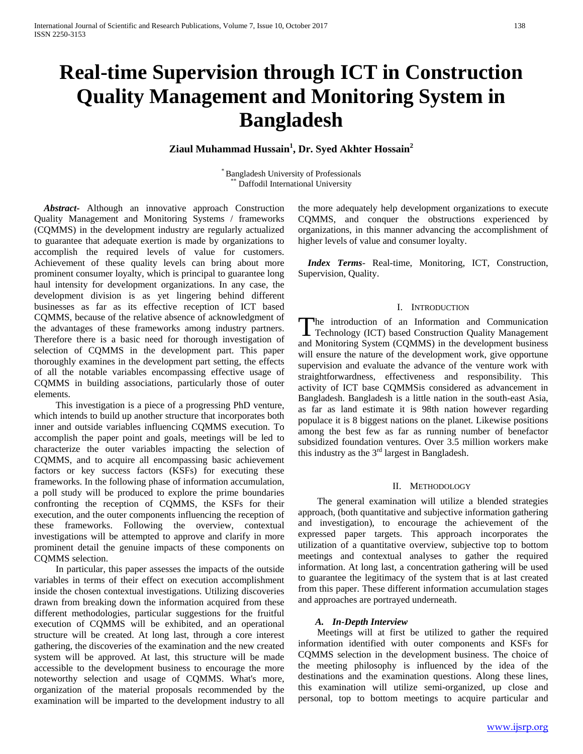# Real-time Supervision through ICT in Construction Quality Management and Monitoring System in Bangladesh

**Ziaul Muhammad Hussain[1], Dr. Syed Akhter Hossain[2]**

[*] Bangladesh University of Professionals
[**] Daffodil International University

***Abstract***- Although an innovative approach Construction Quality Management and Monitoring Systems / frameworks (CQMMS) in the development industry are regularly actualized to guarantee that adequate exertion is made by organizations to accomplish the required levels of value for customers. Achievement of these quality levels can bring about more prominent consumer loyalty, which is principal to guarantee long haul intensity for development organizations. In any case, the development division is as yet lingering behind different businesses as far as its effective reception of ICT based CQMMS, because of the relative absence of acknowledgment of the advantages of these frameworks among industry partners. Therefore there is a basic need for thorough investigation of selection of CQMMS in the development part. This paper thoroughly examines in the development part setting, the effects of all the notable variables encompassing effective usage of CQMMS in building associations, particularly those of outer elements.

This investigation is a piece of a progressing PhD venture, which intends to build up another structure that incorporates both inner and outside variables influencing CQMMS execution. To accomplish the paper point and goals, meetings will be led to characterize the outer variables impacting the selection of CQMMS, and to acquire all encompassing basic achievement factors or key success factors (KSFs) for executing these frameworks. In the following phase of information accumulation, a poll study will be produced to explore the prime boundaries confronting the reception of CQMMS, the KSFs for their execution, and the outer components influencing the reception of these frameworks. Following the overview, contextual investigations will be attempted to approve and clarify in more prominent detail the genuine impacts of these components on CQMMS selection.

In particular, this paper assesses the impacts of the outside variables in terms of their effect on execution accomplishment inside the chosen contextual investigations. Utilizing discoveries drawn from breaking down the information acquired from these different methodologies, particular suggestions for the fruitful execution of CQMMS will be exhibited, and an operational structure will be created. At long last, through a core interest gathering, the discoveries of the examination and the new created system will be approved. At last, this structure will be made accessible to the development business to encourage the more noteworthy selection and usage of CQMMS. What's more, organization of the material proposals recommended by the examination will be imparted to the development industry to all the more adequately help development organizations to execute CQMMS, and conquer the obstructions experienced by organizations, in this manner advancing the accomplishment of higher levels of value and consumer loyalty.

***Index Terms***- Real-time, Monitoring, ICT, Construction, Supervision, Quality.

## I. Introduction

The introduction of an Information and Communication Technology (ICT) based Construction Quality Management and Monitoring System (CQMMS) in the development business will ensure the nature of the development work, give opportune supervision and evaluate the advance of the venture work with straightforwardness, effectiveness and responsibility. This activity of ICT base CQMMSis considered as advancement in Bangladesh. Bangladesh is a little nation in the south-east Asia, as far as land estimate it is 98th nation however regarding populace it is 8 biggest nations on the planet. Likewise positions among the best few as far as running number of benefactor subsidized foundation ventures. Over 3.5 million workers make this industry as the 3rd largest in Bangladesh.

## II. Methodology

The general examination will utilize a blended strategies approach, (both quantitative and subjective information gathering and investigation), to encourage the achievement of the expressed paper targets. This approach incorporates the utilization of a quantitative overview, subjective top to bottom meetings and contextual analyses to gather the required information. At long last, a concentration gathering will be used to guarantee the legitimacy of the system that is at last created from this paper. These different information accumulation stages and approaches are portrayed underneath.

### *A. In-Depth Interview*

Meetings will at first be utilized to gather the required information identified with outer components and KSFs for CQMMS selection in the development business. The choice of the meeting philosophy is influenced by the idea of the destinations and the examination questions. Along these lines, this examination will utilize semi-organized, up close and personal, top to bottom meetings to acquire particular and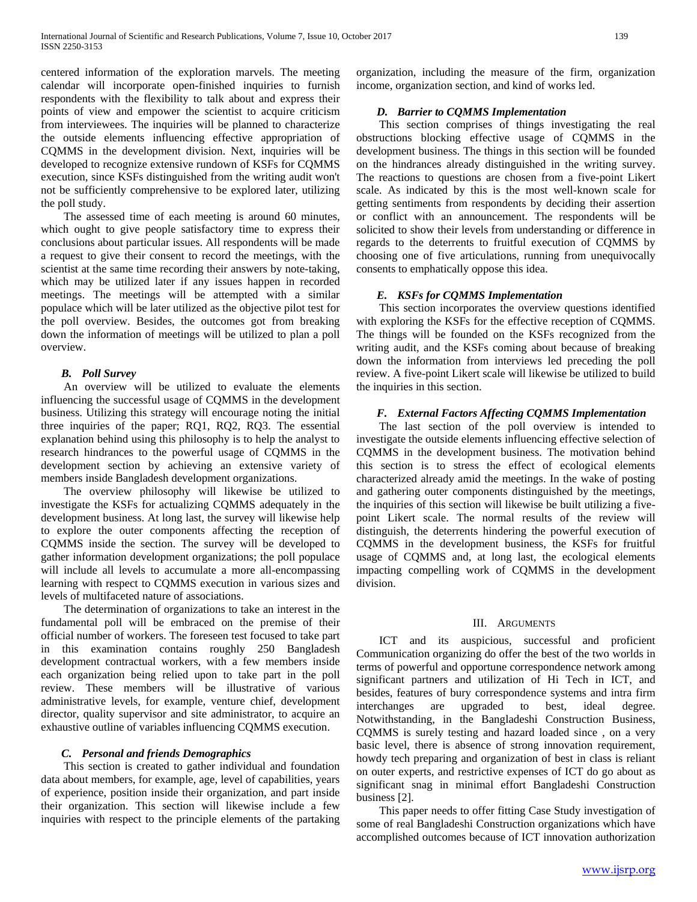centered information of the exploration marvels. The meeting calendar will incorporate open-finished inquiries to furnish respondents with the flexibility to talk about and express their points of view and empower the scientist to acquire criticism from interviewees. The inquiries will be planned to characterize the outside elements influencing effective appropriation of CQMMS in the development division. Next, inquiries will be developed to recognize extensive rundown of KSFs for CQMMS execution, since KSFs distinguished from the writing audit won't not be sufficiently comprehensive to be explored later, utilizing the poll study.

The assessed time of each meeting is around 60 minutes, which ought to give people satisfactory time to express their conclusions about particular issues. All respondents will be made a request to give their consent to record the meetings, with the scientist at the same time recording their answers by note-taking, which may be utilized later if any issues happen in recorded meetings. The meetings will be attempted with a similar populace which will be later utilized as the objective pilot test for the poll overview. Besides, the outcomes got from breaking down the information of meetings will be utilized to plan a poll overview.

### *B. Poll Survey*

An overview will be utilized to evaluate the elements influencing the successful usage of CQMMS in the development business. Utilizing this strategy will encourage noting the initial three inquiries of the paper; RQ1, RQ2, RQ3. The essential explanation behind using this philosophy is to help the analyst to research hindrances to the powerful usage of CQMMS in the development section by achieving an extensive variety of members inside Bangladesh development organizations.

The overview philosophy will likewise be utilized to investigate the KSFs for actualizing CQMMS adequately in the development business. At long last, the survey will likewise help to explore the outer components affecting the reception of CQMMS inside the section. The survey will be developed to gather information development organizations; the poll populace will include all levels to accumulate a more all-encompassing learning with respect to CQMMS execution in various sizes and levels of multifaceted nature of associations.

The determination of organizations to take an interest in the fundamental poll will be embraced on the premise of their official number of workers. The foreseen test focused to take part in this examination contains roughly 250 Bangladesh development contractual workers, with a few members inside each organization being relied upon to take part in the poll review. These members will be illustrative of various administrative levels, for example, venture chief, development director, quality supervisor and site administrator, to acquire an exhaustive outline of variables influencing CQMMS execution.

### *C. Personal and friends Demographics*

This section is created to gather individual and foundation data about members, for example, age, level of capabilities, years of experience, position inside their organization, and part inside their organization. This section will likewise include a few inquiries with respect to the principle elements of the partaking organization, including the measure of the firm, organization income, organization section, and kind of works led.

### *D. Barrier to CQMMS Implementation*

This section comprises of things investigating the real obstructions blocking effective usage of CQMMS in the development business. The things in this section will be founded on the hindrances already distinguished in the writing survey. The reactions to questions are chosen from a five-point Likert scale. As indicated by this is the most well-known scale for getting sentiments from respondents by deciding their assertion or conflict with an announcement. The respondents will be solicited to show their levels from understanding or difference in regards to the deterrents to fruitful execution of CQMMS by choosing one of five articulations, running from unequivocally consents to emphatically oppose this idea.

### *E. KSFs for CQMMS Implementation*

This section incorporates the overview questions identified with exploring the KSFs for the effective reception of CQMMS. The things will be founded on the KSFs recognized from the writing audit, and the KSFs coming about because of breaking down the information from interviews led preceding the poll review. A five-point Likert scale will likewise be utilized to build the inquiries in this section.

### *F. External Factors Affecting CQMMS Implementation*

The last section of the poll overview is intended to investigate the outside elements influencing effective selection of CQMMS in the development business. The motivation behind this section is to stress the effect of ecological elements characterized already amid the meetings. In the wake of posting and gathering outer components distinguished by the meetings, the inquiries of this section will likewise be built utilizing a five-point Likert scale. The normal results of the review will distinguish, the deterrents hindering the powerful execution of CQMMS in the development business, the KSFs for fruitful usage of CQMMS and, at long last, the ecological elements impacting compelling work of CQMMS in the development division.

## III. Arguments

ICT and its auspicious, successful and proficient Communication organizing do offer the best of the two worlds in terms of powerful and opportune correspondence network among significant partners and utilization of Hi Tech in ICT, and besides, features of bury correspondence systems and intra firm interchanges are upgraded to best, ideal degree. Notwithstanding, in the Bangladeshi Construction Business, CQMMS is surely testing and hazard loaded since , on a very basic level, there is absence of strong innovation requirement, howdy tech preparing and organization of best in class is reliant on outer experts, and restrictive expenses of ICT do go about as significant snag in minimal effort Bangladeshi Construction business [2].

This paper needs to offer fitting Case Study investigation of some of real Bangladeshi Construction organizations which have accomplished outcomes because of ICT innovation authorization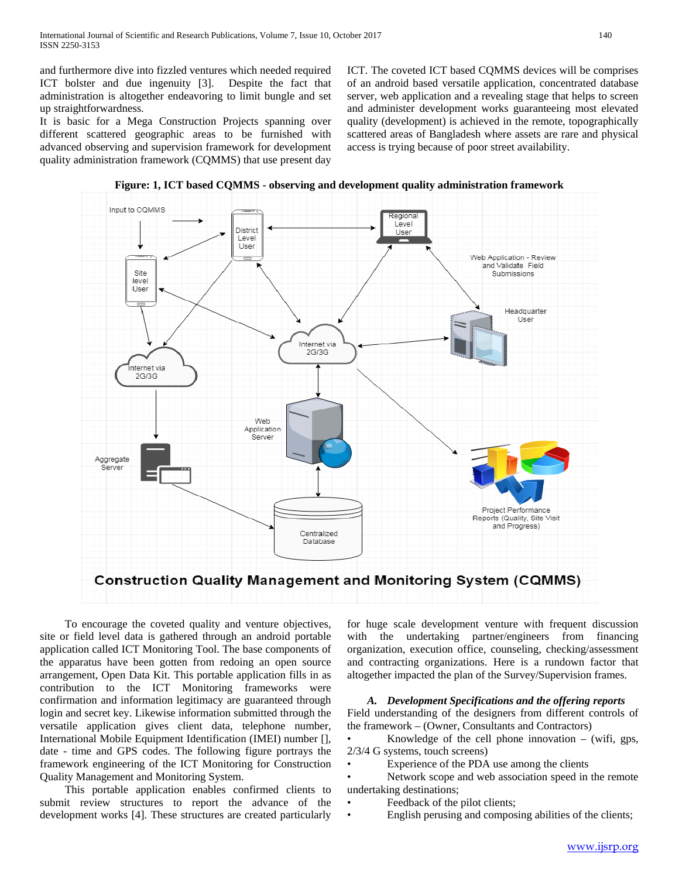and furthermore dive into fizzled ventures which needed required ICT bolster and due ingenuity [3]. Despite the fact that administration is altogether endeavoring to limit bungle and set up straightforwardness.

It is basic for a Mega Construction Projects spanning over different scattered geographic areas to be furnished with advanced observing and supervision framework for development quality administration framework (CQMMS) that use present day ICT. The coveted ICT based CQMMS devices will be comprises of an android based versatile application, concentrated database server, web application and a revealing stage that helps to screen and administer development works guaranteeing most elevated quality (development) is achieved in the remote, topographically scattered areas of Bangladesh where assets are rare and physical access is trying because of poor street availability.

**Figure: 1, ICT based CQMMS - observing and development quality administration framework**

Input to CQMMS

District Level User

Regional Level User

Site level User

Web Application - Review and Validate Field Submissions

Headquarter User

Internet via 2G/3G

Internet via 2G/3G

Web Application Server

Aggregate Server

Project Performance Reports (Quality, Site Visit and Progress)

Centralized Database

Construction Quality Management and Monitoring System (CQMMS)

To encourage the coveted quality and venture objectives, site or field level data is gathered through an android portable application called ICT Monitoring Tool. The base components of the apparatus have been gotten from redoing an open source arrangement, Open Data Kit. This portable application fills in as contribution to the ICT Monitoring frameworks were confirmation and information legitimacy are guaranteed through login and secret key. Likewise information submitted through the versatile application gives client data, telephone number, International Mobile Equipment Identification (IMEI) number [], date - time and GPS codes. The following figure portrays the framework engineering of the ICT Monitoring for Construction Quality Management and Monitoring System.

This portable application enables confirmed clients to submit review structures to report the advance of the development works [4]. These structures are created particularly for huge scale development venture with frequent discussion with the undertaking partner/engineers from financing organization, execution office, counseling, checking/assessment and contracting organizations. Here is a rundown factor that altogether impacted the plan of the Survey/Supervision frames.

### *A. Development Specifications and the offering reports*

Field understanding of the designers from different controls of the framework – (Owner, Consultants and Contractors)

- Knowledge of the cell phone innovation – (wifi, gps, 2/3/4 G systems, touch screens)
- Experience of the PDA use among the clients
- Network scope and web association speed in the remote undertaking destinations;
- Feedback of the pilot clients;
- English perusing and composing abilities of the clients;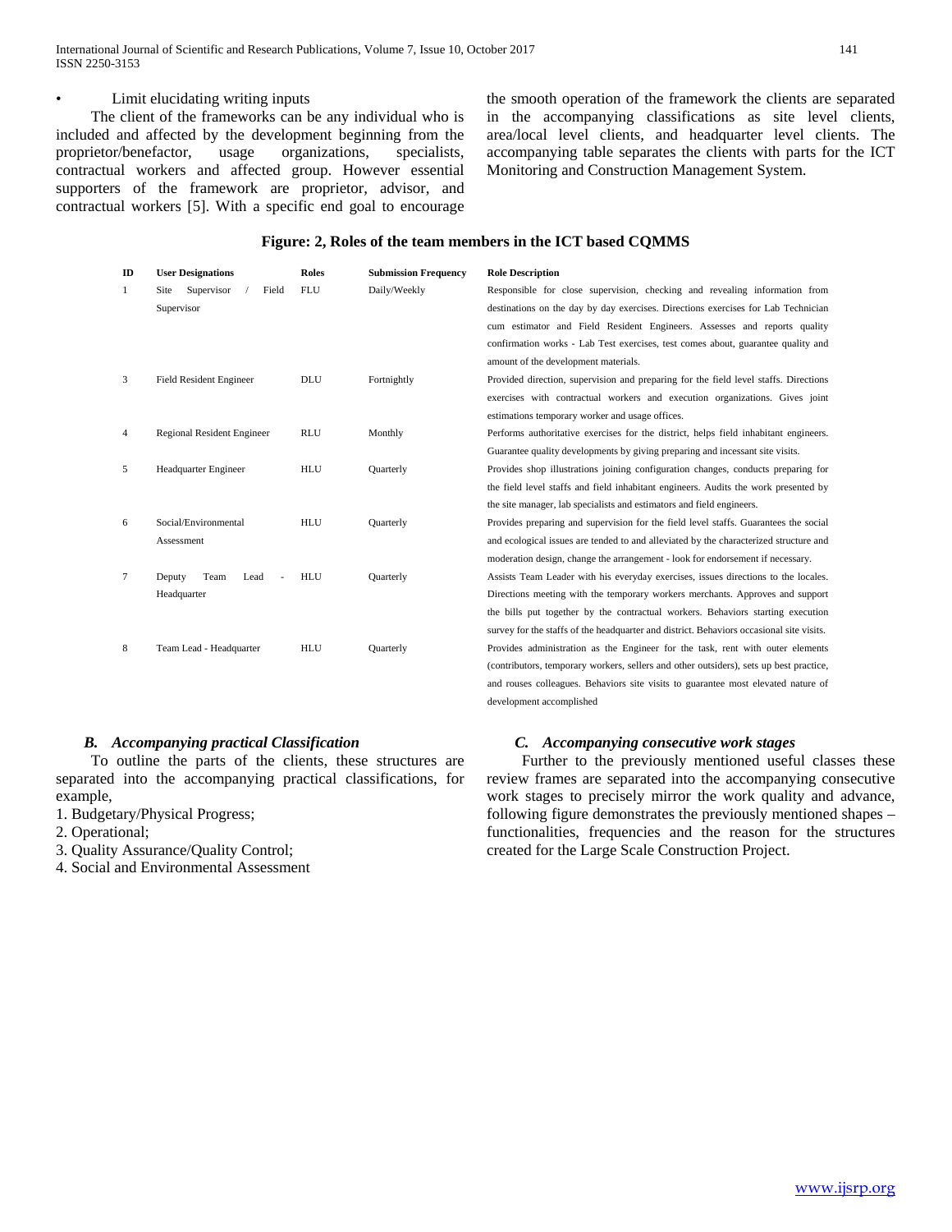- Limit elucidating writing inputs

The client of the frameworks can be any individual who is included and affected by the development beginning from the proprietor/benefactor, usage organizations, specialists, contractual workers and affected group. However essential supporters of the framework are proprietor, advisor, and contractual workers [5]. With a specific end goal to encourage the smooth operation of the framework the clients are separated in the accompanying classifications as site level clients, area/local level clients, and headquarter level clients. The accompanying table separates the clients with parts for the ICT Monitoring and Construction Management System.

**Figure: 2, Roles of the team members in the ICT based CQMMS**

| ID | User Designations | Roles | Submission Frequency | Role Description |
|---|---|---|---|---|
| 1 | Site Supervisor / Field Supervisor | FLU | Daily/Weekly | Responsible for close supervision, checking and revealing information from destinations on the day by day exercises. Directions exercises for Lab Technician cum estimator and Field Resident Engineers. Assesses and reports quality confirmation works - Lab Test exercises, test comes about, guarantee quality and amount of the development materials. |
| 3 | Field Resident Engineer | DLU | Fortnightly | Provided direction, supervision and preparing for the field level staffs. Directions exercises with contractual workers and execution organizations. Gives joint estimations temporary worker and usage offices. |
| 4 | Regional Resident Engineer | RLU | Monthly | Performs authoritative exercises for the district, helps field inhabitant engineers. Guarantee quality developments by giving preparing and incessant site visits. |
| 5 | Headquarter Engineer | HLU | Quarterly | Provides shop illustrations joining configuration changes, conducts preparing for the field level staffs and field inhabitant engineers. Audits the work presented by the site manager, lab specialists and estimators and field engineers. |
| 6 | Social/Environmental Assessment | HLU | Quarterly | Provides preparing and supervision for the field level staffs. Guarantees the social and ecological issues are tended to and alleviated by the characterized structure and moderation design, change the arrangement - look for endorsement if necessary. |
| 7 | Deputy Team Lead - Headquarter | HLU | Quarterly | Assists Team Leader with his everyday exercises, issues directions to the locales. Directions meeting with the temporary workers merchants. Approves and support the bills put together by the contractual workers. Behaviors starting execution survey for the staffs of the headquarter and district. Behaviors occasional site visits. |
| 8 | Team Lead - Headquarter | HLU | Quarterly | Provides administration as the Engineer for the task, rent with outer elements (contributors, temporary workers, sellers and other outsiders), sets up best practice, and rouses colleagues. Behaviors site visits to guarantee most elevated nature of development accomplished |

### *B. Accompanying practical Classification*

To outline the parts of the clients, these structures are separated into the accompanying practical classifications, for example,

1. Budgetary/Physical Progress;
2. Operational;
3. Quality Assurance/Quality Control;
4. Social and Environmental Assessment

### *C. Accompanying consecutive work stages*

Further to the previously mentioned useful classes these review frames are separated into the accompanying consecutive work stages to precisely mirror the work quality and advance, following figure demonstrates the previously mentioned shapes – functionalities, frequencies and the reason for the structures created for the Large Scale Construction Project.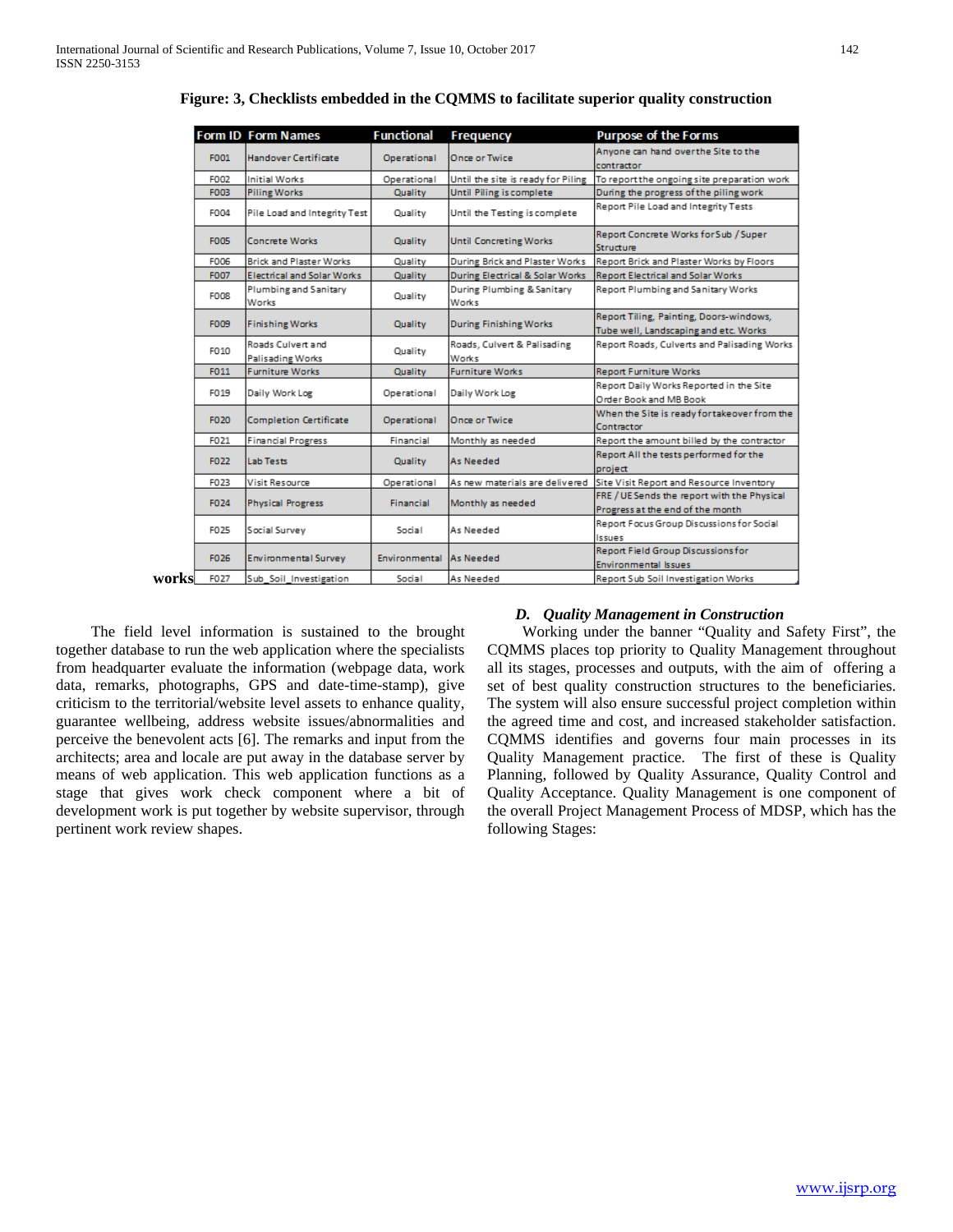**Figure: 3, Checklists embedded in the CQMMS to facilitate superior quality construction works**

| Form ID | Form Names | Functional | Frequency | Purpose of the Forms |
|---|---|---|---|---|
| F001 | Handover Certificate | Operational | Once or Twice | Anyone can hand over the Site to the contractor |
| F002 | Initial Works | Operational | Until the site is ready for Piling | To report the ongoing site preparation work |
| F003 | Piling Works | Quality | Until Piling is complete | During the progress of the piling work |
| F004 | Pile Load and Integrity Test | Quality | Until the Testing is complete | Report Pile Load and Integrity Tests |
| F005 | Concrete Works | Quality | Until Concreting Works | Report Concrete Works for Sub / Super Structure |
| F006 | Brick and Plaster Works | Quality | During Brick and Plaster Works | Report Brick and Plaster Works by Floors |
| F007 | Electrical and Solar Works | Quality | During Electrical & Solar Works | Report Electrical and Solar Works |
| F008 | Plumbing and Sanitary Works | Quality | During Plumbing & Sanitary Works | Report Plumbing and Sanitary Works |
| F009 | Finishing Works | Quality | During Finishing Works | Report Tiling, Painting, Doors-windows, Tube well, Landscaping and etc. Works |
| F010 | Roads Culvert and Palisading Works | Quality | Roads, Culvert & Palisading Works | Report Roads, Culverts and Palisading Works |
| F011 | Furniture Works | Quality | Furniture Works | Report Furniture Works |
| F019 | Daily Work Log | Operational | Daily Work Log | Report Daily Works Reported in the Site Order Book and MB Book |
| F020 | Completion Certificate | Operational | Once or Twice | When the Site is ready for takeover from the Contractor |
| F021 | Financial Progress | Financial | Monthly as needed | Report the amount billed by the contractor |
| F022 | Lab Tests | Quality | As Needed | Report All the tests performed for the project |
| F023 | Visit Resource | Operational | As new materials are delivered | Site Visit Report and Resource Inventory |
| F024 | Physical Progress | Financial | Monthly as needed | FRE / UE Sends the report with the Physical Progress at the end of the month |
| F025 | Social Survey | Social | As Needed | Report Focus Group Discussions for Social Issues |
| F026 | Environmental Survey | Environmental | As Needed | Report Field Group Discussions for Environmental Issues |
| F027 | Sub_Soil_Investigation | Social | As Needed | Report Sub Soil Investigation Works |

The field level information is sustained to the brought together database to run the web application where the specialists from headquarter evaluate the information (webpage data, work data, remarks, photographs, GPS and date-time-stamp), give criticism to the territorial/website level assets to enhance quality, guarantee wellbeing, address website issues/abnormalities and perceive the benevolent acts [6]. The remarks and input from the architects; area and locale are put away in the database server by means of web application. This web application functions as a stage that gives work check component where a bit of development work is put together by website supervisor, through pertinent work review shapes.

### *D. Quality Management in Construction*

Working under the banner "Quality and Safety First", the CQMMS places top priority to Quality Management throughout all its stages, processes and outputs, with the aim of offering a set of best quality construction structures to the beneficiaries. The system will also ensure successful project completion within the agreed time and cost, and increased stakeholder satisfaction. CQMMS identifies and governs four main processes in its Quality Management practice. The first of these is Quality Planning, followed by Quality Assurance, Quality Control and Quality Acceptance. Quality Management is one component of the overall Project Management Process of MDSP, which has the following Stages: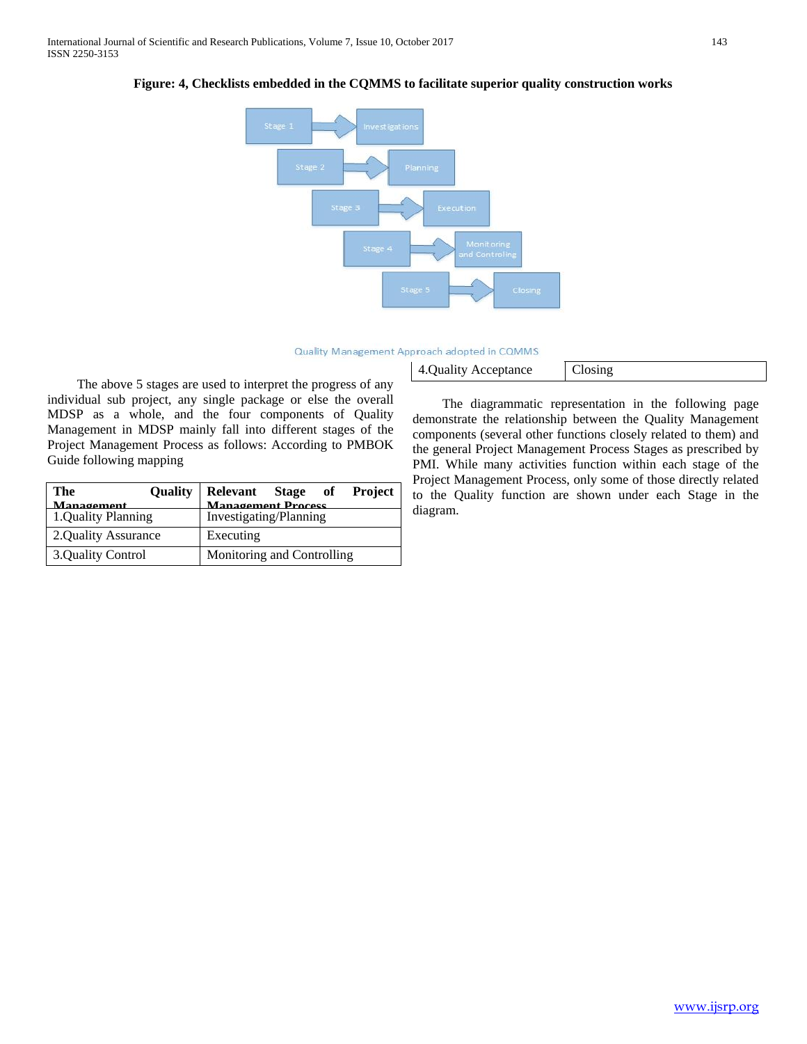**Figure: 4, Checklists embedded in the CQMMS to facilitate superior quality construction works**

Stage 1
Investigations
Stage 2
Planning
Stage 3
Execution
Stage 4
Monitoring and Controling
Stage 5
Closing

Quality Management Approach adopted in CQMMS

The above 5 stages are used to interpret the progress of any individual sub project, any single package or else the overall MDSP as a whole, and the four components of Quality Management in MDSP mainly fall into different stages of the Project Management Process as follows: According to PMBOK Guide following mapping

| **The Quality Management** | **Relevant Stage of Project Management Process** |
|---|---|
| 1.Quality Planning | Investigating/Planning |
| 2.Quality Assurance | Executing |
| 3.Quality Control | Monitoring and Controlling |
| 4.Quality Acceptance | Closing |

The diagrammatic representation in the following page demonstrate the relationship between the Quality Management components (several other functions closely related to them) and the general Project Management Process Stages as prescribed by PMI. While many activities function within each stage of the Project Management Process, only some of those directly related to the Quality function are shown under each Stage in the diagram.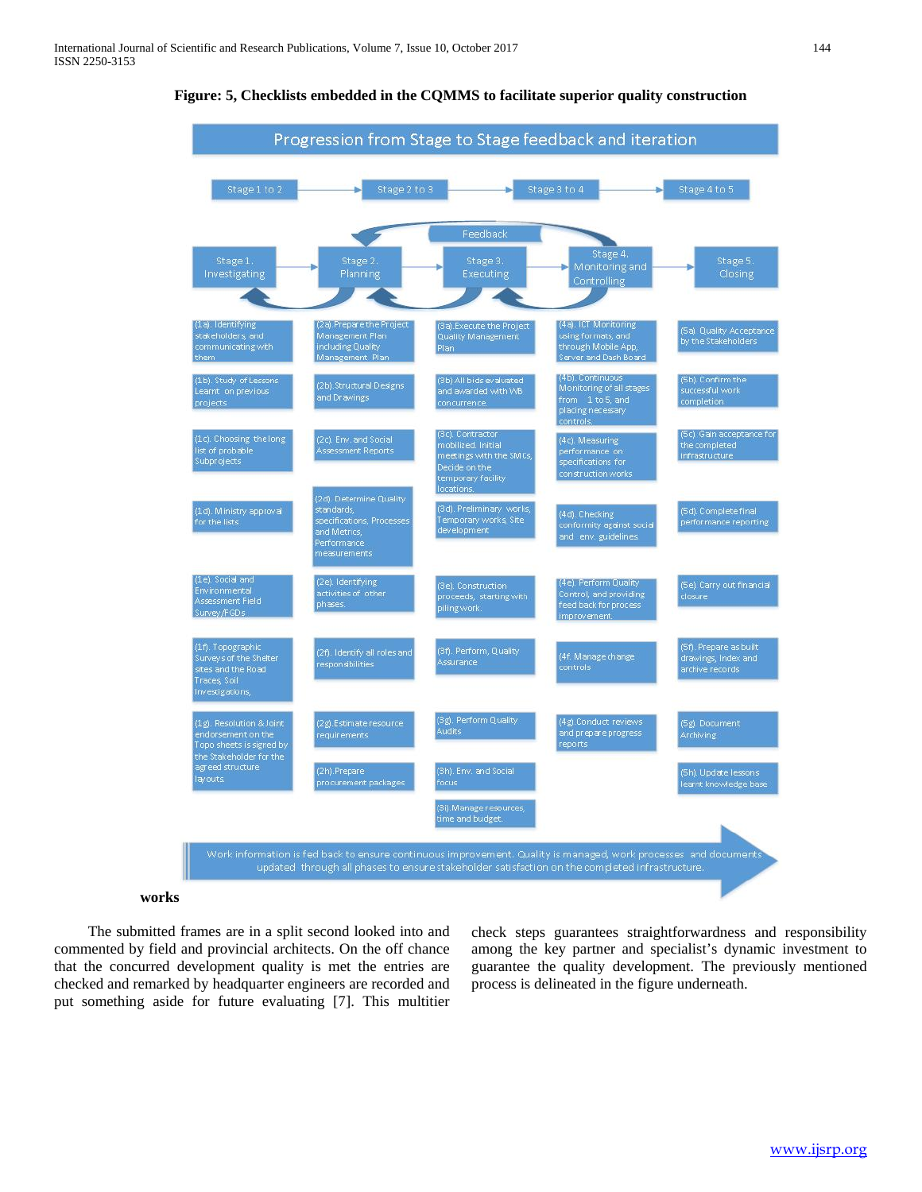**Figure: 5, Checklists embedded in the CQMMS to facilitate superior quality construction**

Progression from Stage to Stage feedback and iteration

Stage 1 to 2

Stage 2 to 3

Stage 3 to 4

Stage 4 to 5

Feedback

Stage 1. Investigating

Stage 2. Planning

Stage 3. Executing

Stage 4. Monitoring and Controlling

Stage 5. Closing

(1a). Identifying stakeholders, and communicating with them

(1b). Study of Lessons Learnt on previous projects

(1c). Choosing the long list of probable Subprojects

(1d). Ministry approval for the lists

(1e). Social and Environmental Assessment Field Survey/FGDs

(1f). Topographic Surveys of the Shelter sites and the Road Traces, Soil Investigations,

(1g). Resolution & Joint endorsement on the Topo sheets is signed by the Stakeholder for the agreed structure layouts.

(2a).Prepare the Project Management Plan including Quality Management Plan

(2b).Structural Designs and Drawings

(2c). Env. and Social Assessment Reports

(2d). Determine Quality standards, specifications, Processes and Metrics, Performance measurements

(2e). Identifying activities of other phases.

(2f). Identify all roles and responsibilities

(2g).Estimate resource requirements

(2h).Prepare procurement packages

(3a).Execute the Project Quality Management Plan

(3b) All bids evaluated and awarded with WB concurrence.

(3c). Contractor mobilized. Initial meetings with the SMCs, Decide on the temporary facility locations.

(3d). Preliminary works, Temporary works, Site development

(3e). Construction proceeds, starting with piling work.

(3f). Perform, Quality Assurance

(3g). Perform Quality Audits

(3h). Env. and Social focus

(3i).Manage resources, time and budget.

(4a). ICT Monitoring using formats, and through Mobile App, Server and Dash Board

(4b). Continuous Monitoring of all stages from 1 to 5, and placing necessary controls.

(4c). Measuring performance on specifications for construction works

(4d). Checking conformity against social and env. guidelines.

(4e). Perform Quality Control, and providing feed back for process improvement.

(4f. Manage change controls

(4g).Conduct reviews and prepare progress reports

(5a) Quality Acceptance by the Stakeholders

(5b). Confirm the successful work completion

(5c). Gain acceptance for the completed infrastructure

(5d). Complete final performance reporting

(5e) Carry out financial closure

(5f). Prepare as built drawings, Index and archive records

(5g). Document Archiving

(5h). Update lessons learnt knowledge base

Work information is fed back to ensure continuous improvement. Quality is managed, work processes and documents updated through all phases to ensure stakeholder satisfaction on the completed infrastructure.

**works**

The submitted frames are in a split second looked into and commented by field and provincial architects. On the off chance that the concurred development quality is met the entries are checked and remarked by headquarter engineers are recorded and put something aside for future evaluating [7]. This multitier check steps guarantees straightforwardness and responsibility among the key partner and specialist's dynamic investment to guarantee the quality development. The previously mentioned process is delineated in the figure underneath.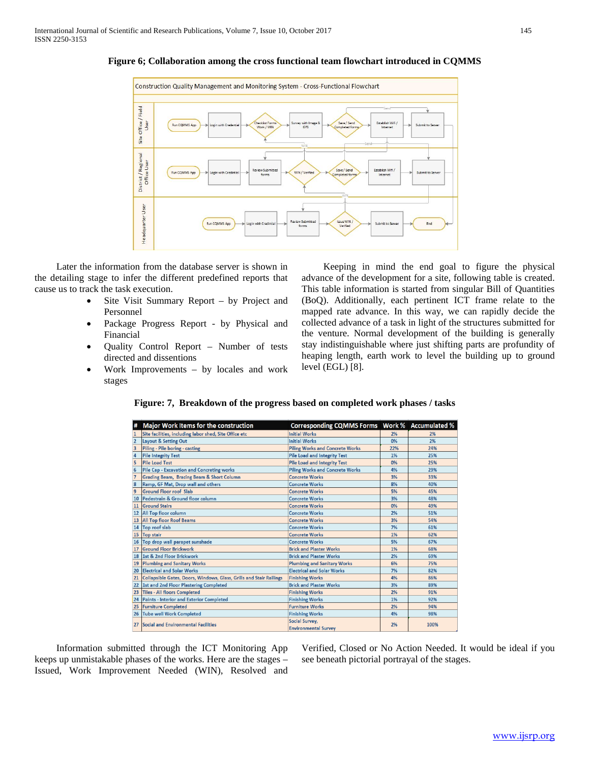**Figure 6; Collaboration among the cross functional team flowchart introduced in CQMMS**

Construction Quality Management and Monitoring System - Cross-Functional Flowchart

Site Office / Field User

Run CQMMS App
Login with Credential
Checklist Forms Work / WIN
Survey with Image & GPS
Save / Send Completed forms
Establish Wifi / Internet
Submit to Server
Send
WIN
Send

District / Regional Office User

Run CQMMS App
Login with Credential
Review Submitted forms
WIN / Verified
Save / Send Completed forms
Establish Wifi / Internet
Submit to Server
WIN

Headquarter User

Run CQMMS App
Login with Credential
Review Submitted forms
Issue WIN / Verified
Submit to Server
End

Later the information from the database server is shown in the detailing stage to infer the different predefined reports that cause us to track the task execution.

- Site Visit Summary Report – by Project and Personnel
- Package Progress Report - by Physical and Financial
- Quality Control Report – Number of tests directed and dissentions
- Work Improvements – by locales and work stages

Keeping in mind the end goal to figure the physical advance of the development for a site, following table is created. This table information is started from singular Bill of Quantities (BoQ). Additionally, each pertinent ICT frame relate to the mapped rate advance. In this way, we can rapidly decide the collected advance of a task in light of the structures submitted for the venture. Normal development of the building is generally stay indistinguishable where just shifting parts are profundity of heaping length, earth work to level the building up to ground level (EGL) [8].

**Figure: 7, Breakdown of the progress based on completed work phases / tasks**

| # | Major Work Items for the construction | Corresponding CQMMS Forms | Work % | Accumulated % |
|---|---|---|---|---|
| 1 | Site facilities, including labor shed, Site Office etc | Initial Works | 2% | 2% |
| 2 | Layout & Setting Out | Initial Works | 0% | 2% |
| 3 | Piling - Pile boring - casting | Piling Works and Concrete Works | 22% | 24% |
| 4 | Pile Integrity Test | Pile Load and Integrity Test | 1% | 25% |
| 5 | Pile Load Test | Pile Load and Integrity Test | 0% | 25% |
| 6 | Pile Cap - Excavation and Concreting works | Piling Works and Concrete Works | 4% | 29% |
| 7 | Grading Beam, Bracing Beam & Short Column | Concrete Works | 3% | 33% |
| 8 | Ramp, GF Mat, Drop wall and others | Concrete Works | 8% | 40% |
| 9 | Ground Floor roof Slab | Concrete Works | 5% | 45% |
| 10 | Pedestrain & Ground floor column | Concrete Works | 3% | 48% |
| 11 | Ground Stairs | Concrete Works | 0% | 49% |
| 12 | All Top floor column | Concrete Works | 2% | 51% |
| 13 | All Top floor Roof Beams | Concrete Works | 3% | 54% |
| 14 | Top roof slab | Concrete Works | 7% | 61% |
| 15 | Top stair | Concrete Works | 1% | 62% |
| 16 | Top drop wall parapet sunshade | Concrete Works | 5% | 67% |
| 17 | Ground Floor Brickwork | Brick and Plaster Works | 1% | 68% |
| 18 | 1st & 2nd Floor Brickwork | Brick and Plaster Works | 2% | 69% |
| 19 | Plumbing and Sanitary Works | Plumbing and Sanitary Works | 6% | 75% |
| 20 | Electrical and Solar Works | Electrical and Solar Works | 7% | 82% |
| 21 | Collapsible Gates, Doors, Windows, Glass, Grills and Stair Railings | Finishing Works | 4% | 86% |
| 22 | 1st and 2nd Floor Plastering Completed | Brick and Plaster Works | 3% | 89% |
| 23 | Tiles - All floors Completed | Finishing Works | 2% | 91% |
| 24 | Paints - Interior and Exterior Completed | Finishing Works | 1% | 92% |
| 25 | Furniture Completed | Furniture Works | 2% | 94% |
| 26 | Tube well Work Completed | Finishing Works | 4% | 98% |
| 27 | Social and Environmental Facilities | Social Survey, Environmental Survey | 2% | 100% |

Information submitted through the ICT Monitoring App keeps up unmistakable phases of the works. Here are the stages – Issued, Work Improvement Needed (WIN), Resolved and Verified, Closed or No Action Needed. It would be ideal if you see beneath pictorial portrayal of the stages.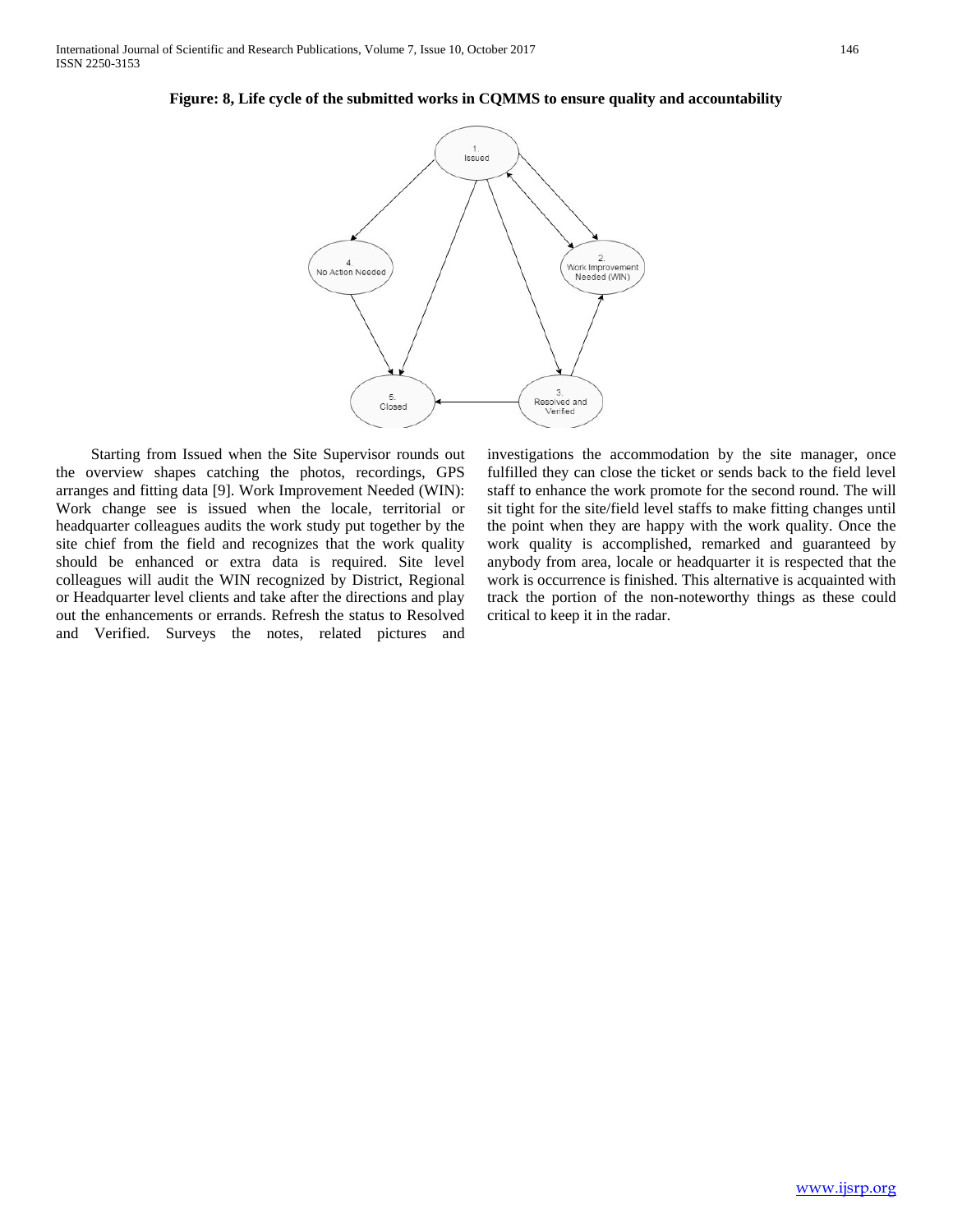**Figure: 8, Life cycle of the submitted works in CQMMS to ensure quality and accountability**

1. Issued

2. Work Improvement Needed (WIN)

3. Resolved and Verified

4. No Action Needed

5. Closed

Starting from Issued when the Site Supervisor rounds out the overview shapes catching the photos, recordings, GPS arranges and fitting data [9]. Work Improvement Needed (WIN): Work change see is issued when the locale, territorial or headquarter colleagues audits the work study put together by the site chief from the field and recognizes that the work quality should be enhanced or extra data is required. Site level colleagues will audit the WIN recognized by District, Regional or Headquarter level clients and take after the directions and play out the enhancements or errands. Refresh the status to Resolved and Verified. Surveys the notes, related pictures and investigations the accommodation by the site manager, once fulfilled they can close the ticket or sends back to the field level staff to enhance the work promote for the second round. The will sit tight for the site/field level staffs to make fitting changes until the point when they are happy with the work quality. Once the work quality is accomplished, remarked and guaranteed by anybody from area, locale or headquarter it is respected that the work is occurrence is finished. This alternative is acquainted with track the portion of the non-noteworthy things as these could critical to keep it in the radar.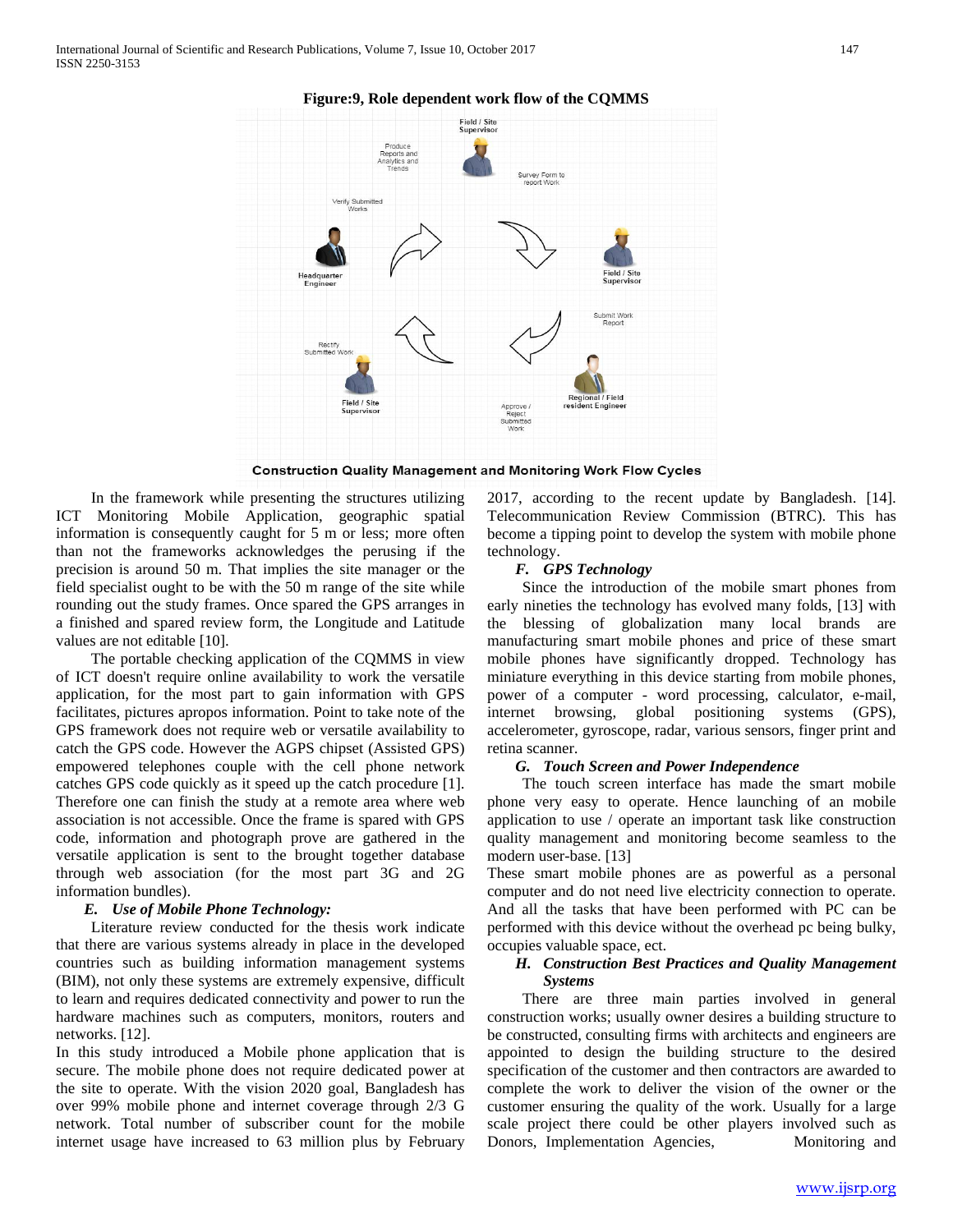**Figure:9, Role dependent work flow of the CQMMS**

Field / Site Supervisor

Produce Reports and Analytics and Trends

Survey Form to report Work

Verify Submitted Works

Headquarter Engineer

Field / Site Supervisor

Submit Work Report

Rectify Submitted Work

Field / Site Supervisor

Approve / Reject Submitted Work

Regional / Field resident Engineer

Construction Quality Management and Monitoring Work Flow Cycles

In the framework while presenting the structures utilizing ICT Monitoring Mobile Application, geographic spatial information is consequently caught for 5 m or less; more often than not the frameworks acknowledges the perusing if the precision is around 50 m. That implies the site manager or the field specialist ought to be with the 50 m range of the site while rounding out the study frames. Once spared the GPS arranges in a finished and spared review form, the Longitude and Latitude values are not editable [10].

The portable checking application of the CQMMS in view of ICT doesn't require online availability to work the versatile application, for the most part to gain information with GPS facilitates, pictures apropos information. Point to take note of the GPS framework does not require web or versatile availability to catch the GPS code. However the AGPS chipset (Assisted GPS) empowered telephones couple with the cell phone network catches GPS code quickly as it speed up the catch procedure [1]. Therefore one can finish the study at a remote area where web association is not accessible. Once the frame is spared with GPS code, information and photograph prove are gathered in the versatile application is sent to the brought together database through web association (for the most part 3G and 2G information bundles).

### *E. Use of Mobile Phone Technology:*

Literature review conducted for the thesis work indicate that there are various systems already in place in the developed countries such as building information management systems (BIM), not only these systems are extremely expensive, difficult to learn and requires dedicated connectivity and power to run the hardware machines such as computers, monitors, routers and networks. [12].

In this study introduced a Mobile phone application that is secure. The mobile phone does not require dedicated power at the site to operate. With the vision 2020 goal, Bangladesh has over 99% mobile phone and internet coverage through 2/3 G network. Total number of subscriber count for the mobile internet usage have increased to 63 million plus by February 2017, according to the recent update by Bangladesh. [14]. Telecommunication Review Commission (BTRC). This has become a tipping point to develop the system with mobile phone technology.

### *F. GPS Technology*

Since the introduction of the mobile smart phones from early nineties the technology has evolved many folds, [13] with the blessing of globalization many local brands are manufacturing smart mobile phones and price of these smart mobile phones have significantly dropped. Technology has miniature everything in this device starting from mobile phones, power of a computer - word processing, calculator, e-mail, internet browsing, global positioning systems (GPS), accelerometer, gyroscope, radar, various sensors, finger print and retina scanner.

### *G. Touch Screen and Power Independence*

The touch screen interface has made the smart mobile phone very easy to operate. Hence launching of an mobile application to use / operate an important task like construction quality management and monitoring become seamless to the modern user-base. [13]

These smart mobile phones are as powerful as a personal computer and do not need live electricity connection to operate. And all the tasks that have been performed with PC can be performed with this device without the overhead pc being bulky, occupies valuable space, ect.

### *H. Construction Best Practices and Quality Management Systems*

There are three main parties involved in general construction works; usually owner desires a building structure to be constructed, consulting firms with architects and engineers are appointed to design the building structure to the desired specification of the customer and then contractors are awarded to complete the work to deliver the vision of the owner or the customer ensuring the quality of the work. Usually for a large scale project there could be other players involved such as Donors, Implementation Agencies, Monitoring and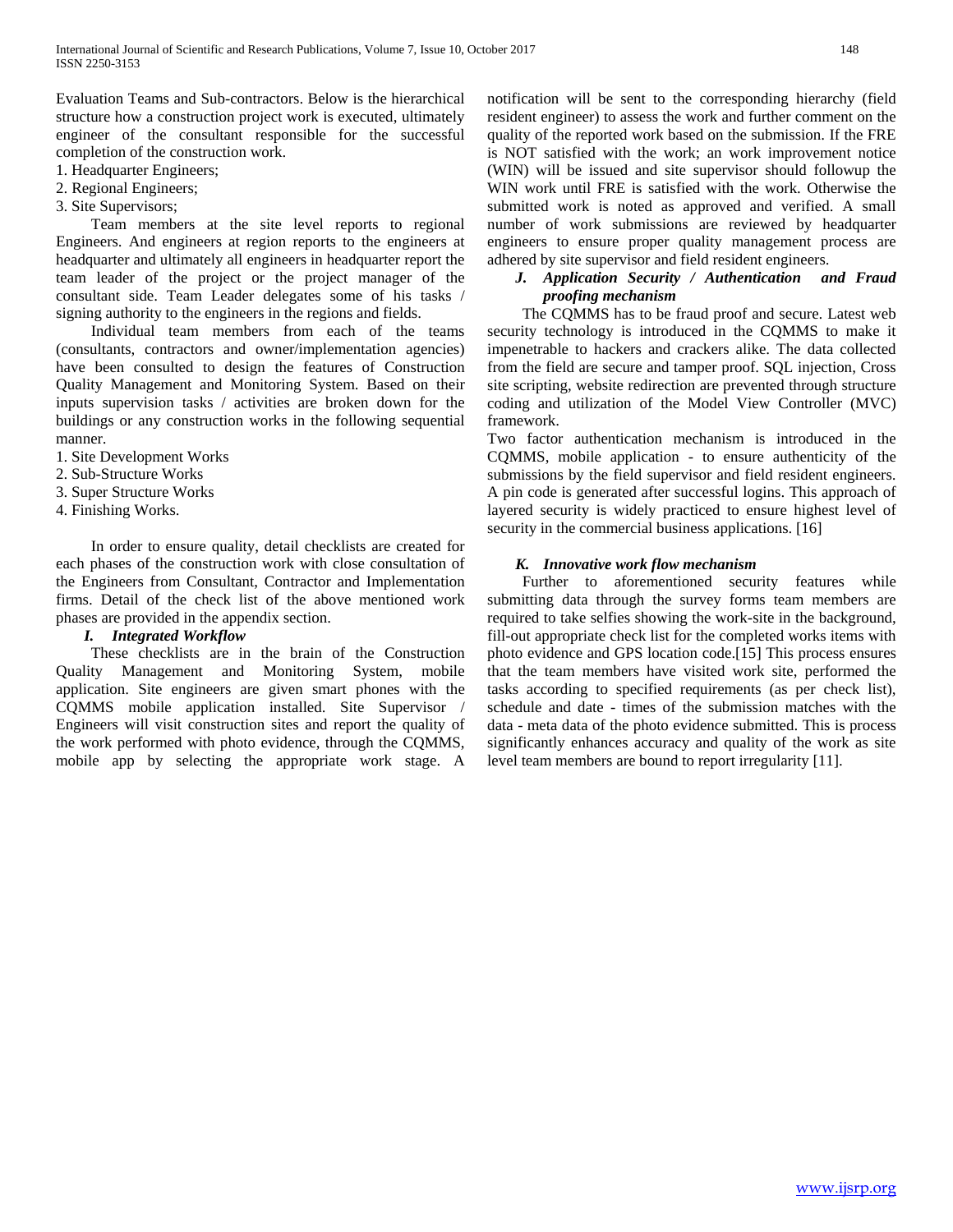Evaluation Teams and Sub-contractors. Below is the hierarchical structure how a construction project work is executed, ultimately engineer of the consultant responsible for the successful completion of the construction work.

1. Headquarter Engineers;
2. Regional Engineers;
3. Site Supervisors;

Team members at the site level reports to regional Engineers. And engineers at region reports to the engineers at headquarter and ultimately all engineers in headquarter report the team leader of the project or the project manager of the consultant side. Team Leader delegates some of his tasks / signing authority to the engineers in the regions and fields.

Individual team members from each of the teams (consultants, contractors and owner/implementation agencies) have been consulted to design the features of Construction Quality Management and Monitoring System. Based on their inputs supervision tasks / activities are broken down for the buildings or any construction works in the following sequential manner.

1. Site Development Works
2. Sub-Structure Works
3. Super Structure Works
4. Finishing Works.

In order to ensure quality, detail checklists are created for each phases of the construction work with close consultation of the Engineers from Consultant, Contractor and Implementation firms. Detail of the check list of the above mentioned work phases are provided in the appendix section.

### *I. Integrated Workflow*

These checklists are in the brain of the Construction Quality Management and Monitoring System, mobile application. Site engineers are given smart phones with the CQMMS mobile application installed. Site Supervisor / Engineers will visit construction sites and report the quality of the work performed with photo evidence, through the CQMMS, mobile app by selecting the appropriate work stage. A notification will be sent to the corresponding hierarchy (field resident engineer) to assess the work and further comment on the quality of the reported work based on the submission. If the FRE is NOT satisfied with the work; an work improvement notice (WIN) will be issued and site supervisor should followup the WIN work until FRE is satisfied with the work. Otherwise the submitted work is noted as approved and verified. A small number of work submissions are reviewed by headquarter engineers to ensure proper quality management process are adhered by site supervisor and field resident engineers.

### *J. Application Security / Authentication and Fraud proofing mechanism*

The CQMMS has to be fraud proof and secure. Latest web security technology is introduced in the CQMMS to make it impenetrable to hackers and crackers alike. The data collected from the field are secure and tamper proof. SQL injection, Cross site scripting, website redirection are prevented through structure coding and utilization of the Model View Controller (MVC) framework.

Two factor authentication mechanism is introduced in the CQMMS, mobile application - to ensure authenticity of the submissions by the field supervisor and field resident engineers. A pin code is generated after successful logins. This approach of layered security is widely practiced to ensure highest level of security in the commercial business applications. [16]

### *K. Innovative work flow mechanism*

Further to aforementioned security features while submitting data through the survey forms team members are required to take selfies showing the work-site in the background, fill-out appropriate check list for the completed works items with photo evidence and GPS location code.[15] This process ensures that the team members have visited work site, performed the tasks according to specified requirements (as per check list), schedule and date - times of the submission matches with the data - meta data of the photo evidence submitted. This is process significantly enhances accuracy and quality of the work as site level team members are bound to report irregularity [11].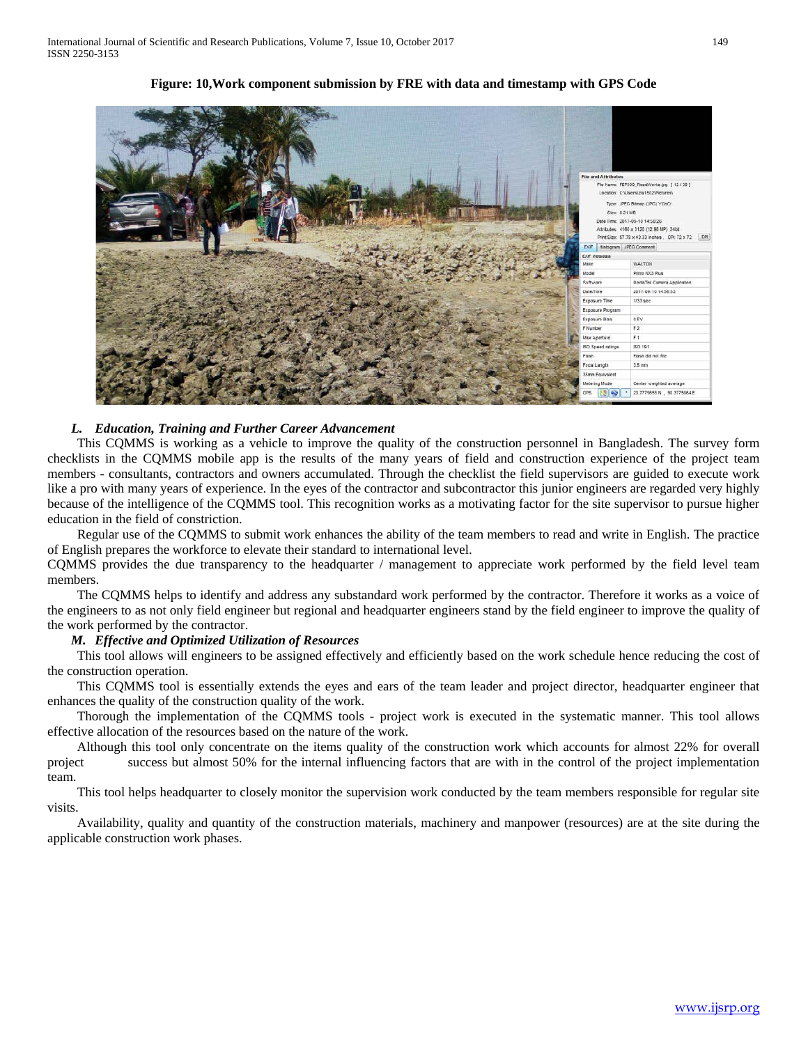**Figure: 10,Work component submission by FRE with data and timestamp with GPS Code**

### *L. Education, Training and Further Career Advancement*

This CQMMS is working as a vehicle to improve the quality of the construction personnel in Bangladesh. The survey form checklists in the CQMMS mobile app is the results of the many years of field and construction experience of the project team members - consultants, contractors and owners accumulated. Through the checklist the field supervisors are guided to execute work like a pro with many years of experience. In the eyes of the contractor and subcontractor this junior engineers are regarded very highly because of the intelligence of the CQMMS tool. This recognition works as a motivating factor for the site supervisor to pursue higher education in the field of constriction.

Regular use of the CQMMS to submit work enhances the ability of the team members to read and write in English. The practice of English prepares the workforce to elevate their standard to international level.

CQMMS provides the due transparency to the headquarter / management to appreciate work performed by the field level team members.

The CQMMS helps to identify and address any substandard work performed by the contractor. Therefore it works as a voice of the engineers to as not only field engineer but regional and headquarter engineers stand by the field engineer to improve the quality of the work performed by the contractor.

### *M. Effective and Optimized Utilization of Resources*

This tool allows will engineers to be assigned effectively and efficiently based on the work schedule hence reducing the cost of the construction operation.

This CQMMS tool is essentially extends the eyes and ears of the team leader and project director, headquarter engineer that enhances the quality of the construction quality of the work.

Thorough the implementation of the CQMMS tools - project work is executed in the systematic manner. This tool allows effective allocation of the resources based on the nature of the work.

Although this tool only concentrate on the items quality of the construction work which accounts for almost 22% for overall project success but almost 50% for the internal influencing factors that are with in the control of the project implementation team.

This tool helps headquarter to closely monitor the supervision work conducted by the team members responsible for regular site visits.

Availability, quality and quantity of the construction materials, machinery and manpower (resources) are at the site during the applicable construction work phases.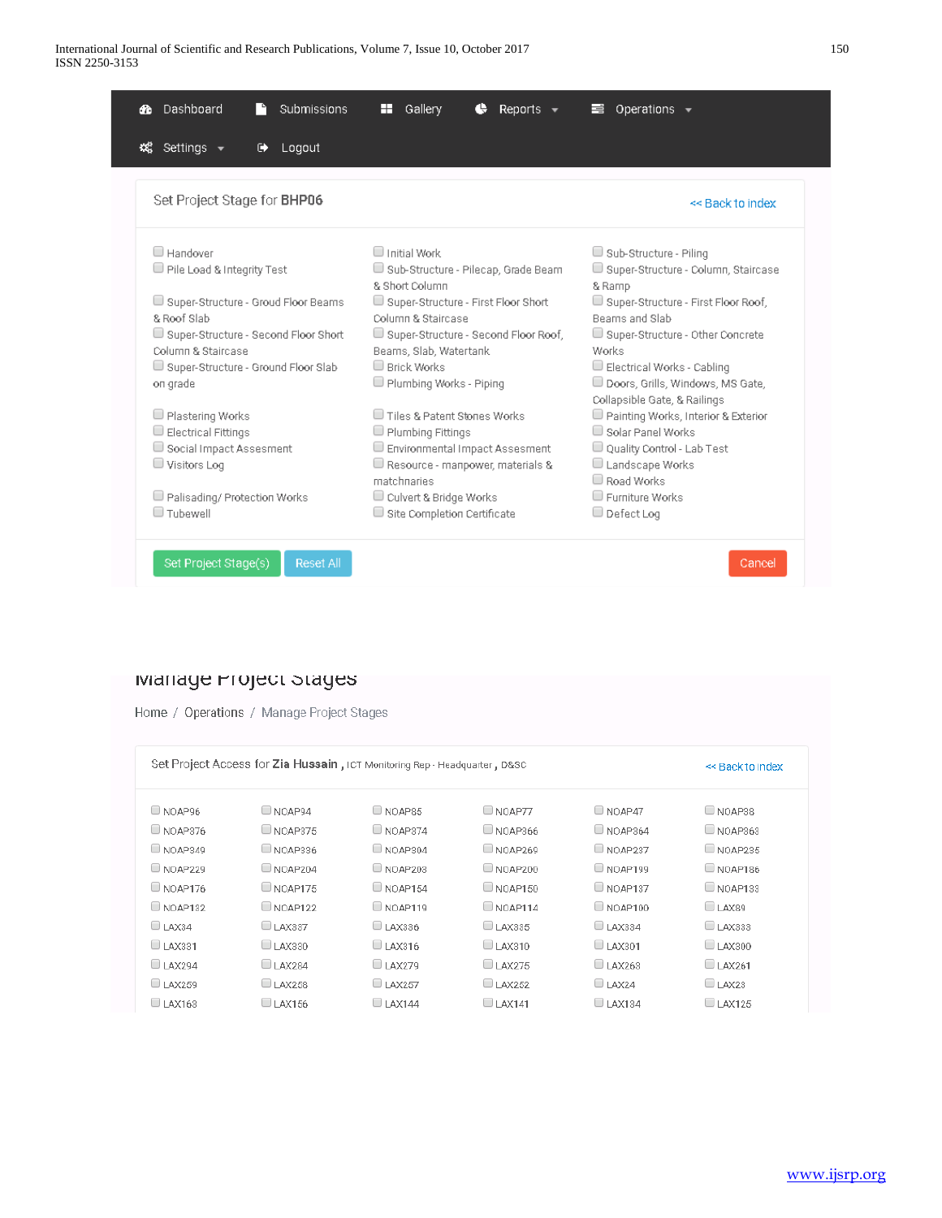Dashboard Submissions Gallery Reports Operations

Settings Logout

Set Project Stage for **BHP06**

<< Back to index

- Handover
- Pile Load & Integrity Test
- Super-Structure - Groud Floor Beams & Roof Slab
- Super-Structure - Second Floor Short Column & Staircase
- Super-Structure - Ground Floor Slab on grade
- Plastering Works
- Electrical Fittings
- Social Impact Assesment
- Visitors Log
- Palisading/ Protection Works
- Tubewell
- Initial Work
- Sub-Structure - Pilecap, Grade Beam & Short Column
- Super-Structure - First Floor Short Column & Staircase
- Super-Structure - Second Floor Roof, Beams, Slab, Watertank
- Brick Works
- Plumbing Works - Piping
- Tiles & Patent Stones Works
- Plumbing Fittings
- Environmental Impact Assessment
- Resource - manpower, materials & matchnaries
- Culvert & Bridge Works
- Site Completion Certificate
- Sub-Structure - Piling
- Super-Structure - Column, Staircase & Ramp
- Super-Structure - First Floor Roof, Beams and Slab
- Super-Structure - Other Concrete Works
- Electrical Works - Cabling
- Doors, Grills, Windows, MS Gate, Collapsible Gate, & Railings
- Painting Works, Interior & Exterior
- Solar Panel Works
- Quality Control - Lab Test
- Landscape Works
- Road Works
- Furniture Works
- Defect Log

Set Project Stage(s) Reset All Cancel

## Manage Project Stages

Home / Operations / Manage Project Stages

Set Project Access for **Zia Hussain**, ICT Monitoring Rep - Headquarter, D&SC

<< Back to index

| | | | | | |
|---|---|---|---|---|---|
| NOAP96 | NOAP94 | NOAP85 | NOAP77 | NOAP47 | NOAP38 |
| NOAP376 | NOAP375 | NOAP374 | NOAP366 | NOAP364 | NOAP363 |
| NOAP349 | NOAP336 | NOAP304 | NOAP269 | NOAP237 | NOAP235 |
| NOAP229 | NOAP204 | NOAP203 | NOAP200 | NOAP199 | NOAP186 |
| NOAP176 | NOAP175 | NOAP154 | NOAP150 | NOAP137 | NOAP133 |
| NOAP132 | NOAP122 | NOAP119 | NOAP114 | NOAP100 | LAX89 |
| LAX34 | LAX337 | LAX336 | LAX335 | LAX334 | LAX333 |
| LAX331 | LAX330 | LAX316 | LAX310 | LAX301 | LAX300 |
| LAX294 | LAX284 | LAX279 | LAX275 | LAX263 | LAX261 |
| LAX259 | LAX258 | LAX257 | LAX252 | LAX24 | LAX23 |
| LAX163 | LAX156 | LAX144 | LAX141 | LAX134 | LAX125 |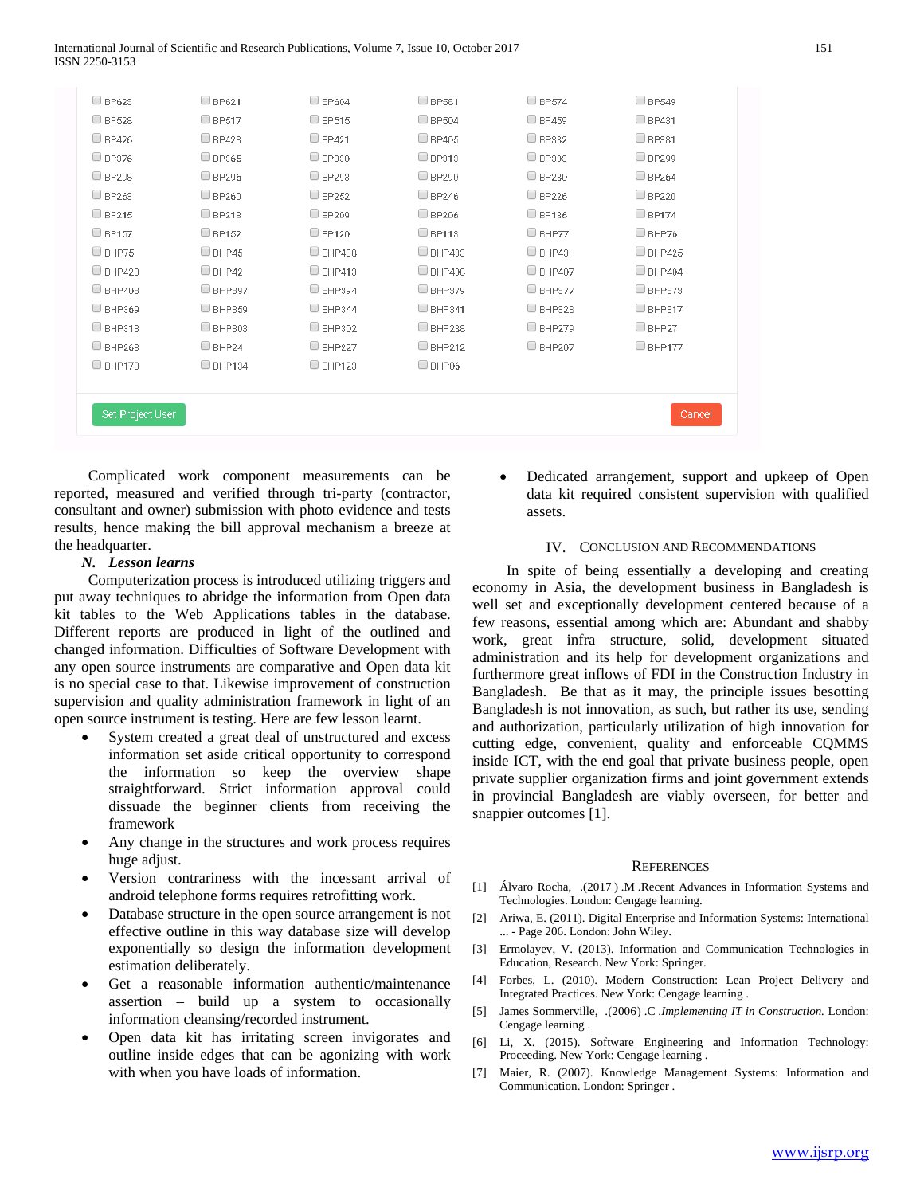| | | | | | |
|---|---|---|---|---|---|
| BP623 | BP621 | BP604 | BP581 | BP574 | BP549 |
| BP528 | BP517 | BP515 | BP504 | BP459 | BP431 |
| BP426 | BP423 | BP421 | BP405 | BP382 | BP381 |
| BP376 | BP365 | BP330 | BP318 | BP303 | BP299 |
| BP298 | BP296 | BP293 | BP290 | BP280 | BP264 |
| BP263 | BP260 | BP252 | BP246 | BP226 | BP220 |
| BP215 | BP213 | BP209 | BP206 | BP186 | BP174 |
| BP157 | BP152 | BP120 | BP113 | BHP77 | BHP76 |
| BHP75 | BHP45 | BHP438 | BHP433 | BHP43 | BHP425 |
| BHP420 | BHP42 | BHP413 | BHP408 | BHP407 | BHP404 |
| BHP403 | BHP397 | BHP394 | BHP379 | BHP377 | BHP373 |
| BHP369 | BHP359 | BHP344 | BHP341 | BHP328 | BHP317 |
| BHP313 | BHP303 | BHP302 | BHP288 | BHP279 | BHP27 |
| BHP263 | BHP24 | BHP227 | BHP212 | BHP207 | BHP177 |
| BHP173 | BHP134 | BHP123 | BHP06 | | |

Set Project User    Cancel

Complicated work component measurements can be reported, measured and verified through tri-party (contractor, consultant and owner) submission with photo evidence and tests results, hence making the bill approval mechanism a breeze at the headquarter.

### *N. Lesson learns*

Computerization process is introduced utilizing triggers and put away techniques to abridge the information from Open data kit tables to the Web Applications tables in the database. Different reports are produced in light of the outlined and changed information. Difficulties of Software Development with any open source instruments are comparative and Open data kit is no special case to that. Likewise improvement of construction supervision and quality administration framework in light of an open source instrument is testing. Here are few lesson learnt.

- System created a great deal of unstructured and excess information set aside critical opportunity to correspond the information so keep the overview shape straightforward. Strict information approval could dissuade the beginner clients from receiving the framework
- Any change in the structures and work process requires huge adjust.
- Version contrariness with the incessant arrival of android telephone forms requires retrofitting work.
- Database structure in the open source arrangement is not effective outline in this way database size will develop exponentially so design the information development estimation deliberately.
- Get a reasonable information authentic/maintenance assertion – build up a system to occasionally information cleansing/recorded instrument.
- Open data kit has irritating screen invigorates and outline inside edges that can be agonizing with work with when you have loads of information.
- Dedicated arrangement, support and upkeep of Open data kit required consistent supervision with qualified assets.

## IV. Conclusion and Recommendations

In spite of being essentially a developing and creating economy in Asia, the development business in Bangladesh is well set and exceptionally development centered because of a few reasons, essential among which are: Abundant and shabby work, great infra structure, solid, development situated administration and its help for development organizations and furthermore great inflows of FDI in the Construction Industry in Bangladesh. Be that as it may, the principle issues besotting Bangladesh is not innovation, as such, but rather its use, sending and authorization, particularly utilization of high innovation for cutting edge, convenient, quality and enforceable CQMMS inside ICT, with the end goal that private business people, open private supplier organization firms and joint government extends in provincial Bangladesh are viably overseen, for better and snappier outcomes [1].

## References

[1] Álvaro Rocha, .(2017 ) .M .Recent Advances in Information Systems and Technologies. London: Cengage learning.

[2] Ariwa, E. (2011). Digital Enterprise and Information Systems: International ... - Page 206. London: John Wiley.

[3] Ermolayev, V. (2013). Information and Communication Technologies in Education, Research. New York: Springer.

[4] Forbes, L. (2010). Modern Construction: Lean Project Delivery and Integrated Practices. New York: Cengage learning .

[5] James Sommerville, .(2006) .C .*Implementing IT in Construction.* London: Cengage learning .

[6] Li, X. (2015). Software Engineering and Information Technology: Proceeding. New York: Cengage learning .

[7] Maier, R. (2007). Knowledge Management Systems: Information and Communication. London: Springer .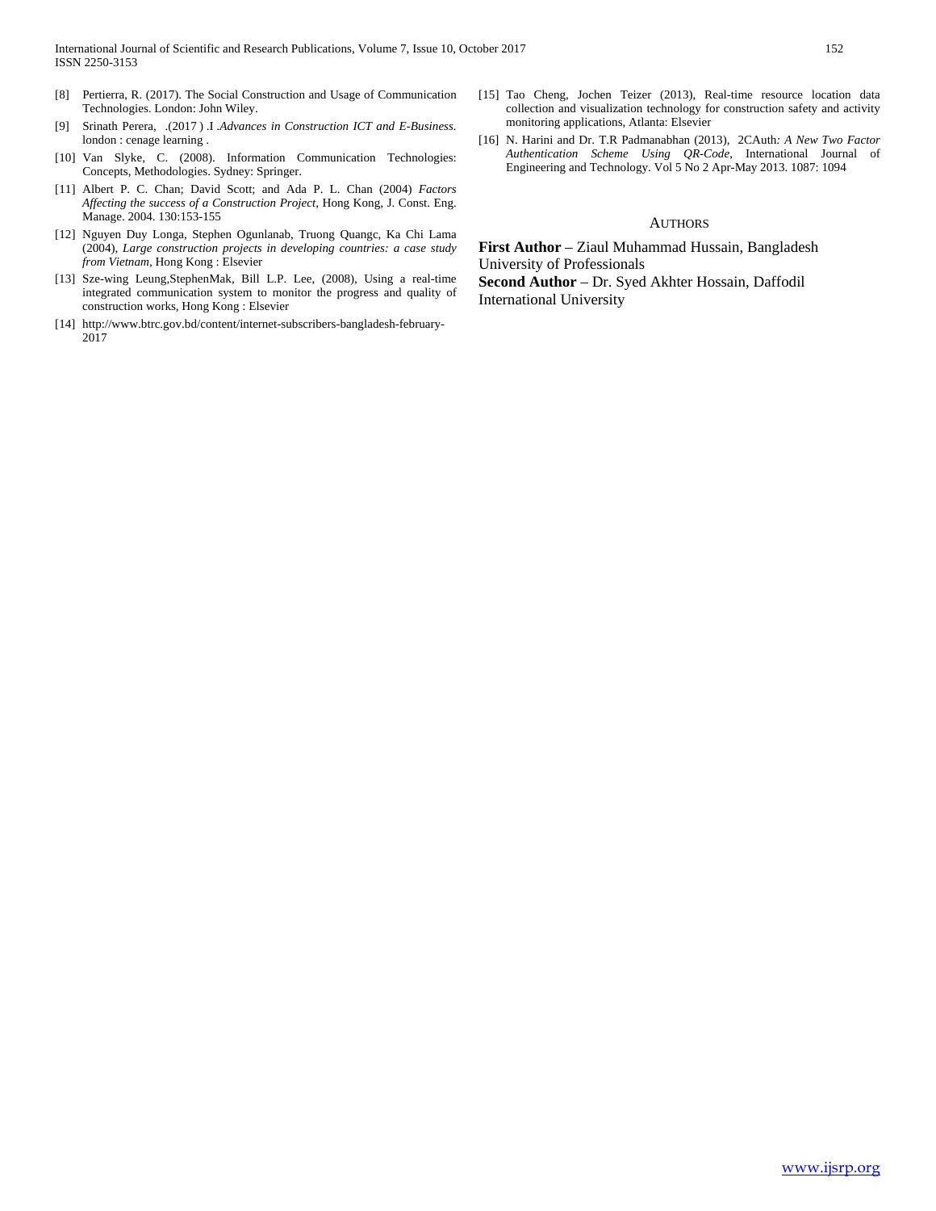[8] Pertierra, R. (2017). The Social Construction and Usage of Communication Technologies. London: John Wiley.

[9] Srinath Perera, .(2017 ) .I .*Advances in Construction ICT and E-Business.* london : cenage learning .

[10] Van Slyke, C. (2008). Information Communication Technologies: Concepts, Methodologies. Sydney: Springer.

[11] Albert P. C. Chan; David Scott; and Ada P. L. Chan (2004) *Factors Affecting the success of a Construction Project*, Hong Kong, J. Const. Eng. Manage. 2004. 130:153-155

[12] Nguyen Duy Longa, Stephen Ogunlanab, Truong Quangc, Ka Chi Lama (2004), *Large construction projects in developing countries: a case study from Vietnam*, Hong Kong : Elsevier

[13] Sze-wing Leung,StephenMak, Bill L.P. Lee, (2008), Using a real-time integrated communication system to monitor the progress and quality of construction works, Hong Kong : Elsevier

[14] http://www.btrc.gov.bd/content/internet-subscribers-bangladesh-february-2017

[15] Tao Cheng, Jochen Teizer (2013), Real-time resource location data collection and visualization technology for construction safety and activity monitoring applications, Atlanta: Elsevier

[16] N. Harini and Dr. T.R Padmanabhan (2013), 2CAuth*: A New Two Factor Authentication Scheme Using QR-Code*, International Journal of Engineering and Technology. Vol 5 No 2 Apr-May 2013. 1087: 1094

## AUTHORS

**First Author** – Ziaul Muhammad Hussain, Bangladesh University of Professionals

**Second Author** – Dr. Syed Akhter Hossain, Daffodil International University